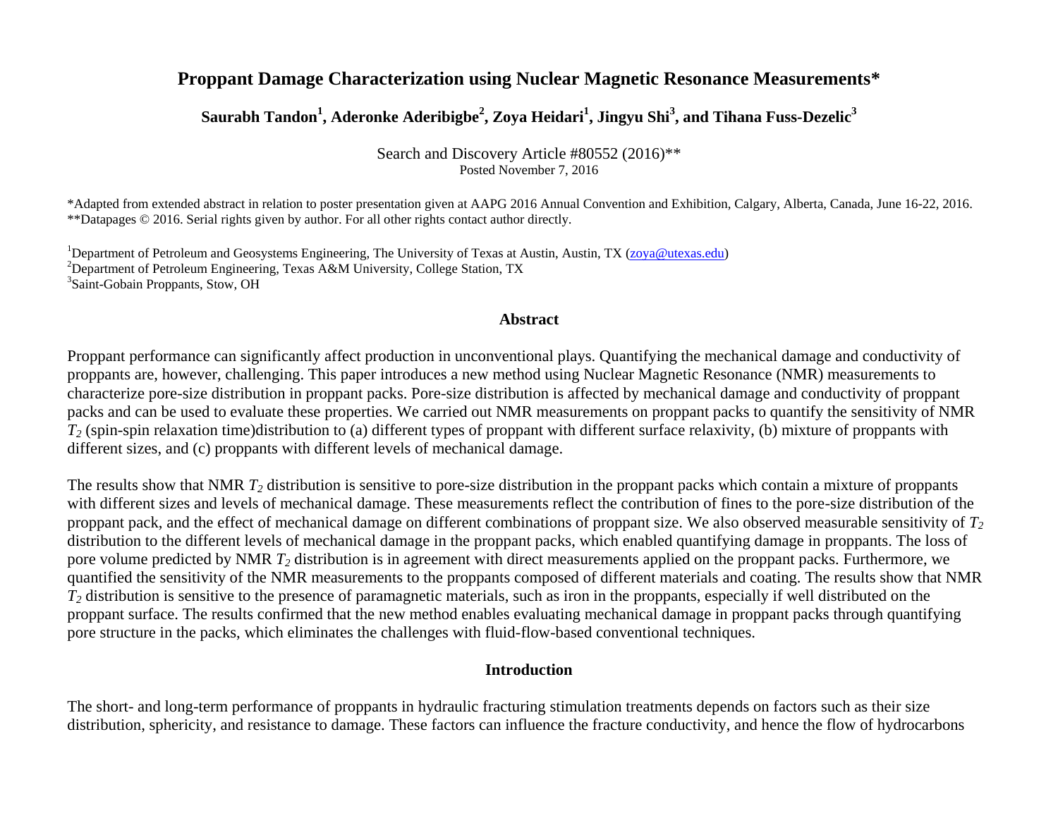# Proppant Damage Characterization using Nuclear Magnetic Resonance Measurements*

**Saurabh Tandon[1], Aderonke Aderibigbe[2], Zoya Heidari[1], Jingyu Shi[3], and Tihana Fuss-Dezelic[3]**

Search and Discovery Article #80552 (2016)**
Posted November 7, 2016

*Adapted from extended abstract in relation to poster presentation given at AAPG 2016 Annual Convention and Exhibition, Calgary, Alberta, Canada, June 16-22, 2016.
**Datapages © 2016. Serial rights given by author. For all other rights contact author directly.

[1]Department of Petroleum and Geosystems Engineering, The University of Texas at Austin, Austin, TX (zoya@utexas.edu)
[2]Department of Petroleum Engineering, Texas A&M University, College Station, TX
[3]Saint-Gobain Proppants, Stow, OH

## Abstract

Proppant performance can significantly affect production in unconventional plays. Quantifying the mechanical damage and conductivity of proppants are, however, challenging. This paper introduces a new method using Nuclear Magnetic Resonance (NMR) measurements to characterize pore-size distribution in proppant packs. Pore-size distribution is affected by mechanical damage and conductivity of proppant packs and can be used to evaluate these properties. We carried out NMR measurements on proppant packs to quantify the sensitivity of NMR $T_2$ (spin-spin relaxation time)distribution to (a) different types of proppant with different surface relaxivity, (b) mixture of proppants with different sizes, and (c) proppants with different levels of mechanical damage.

The results show that NMR $T_2$ distribution is sensitive to pore-size distribution in the proppant packs which contain a mixture of proppants with different sizes and levels of mechanical damage. These measurements reflect the contribution of fines to the pore-size distribution of the proppant pack, and the effect of mechanical damage on different combinations of proppant size. We also observed measurable sensitivity of $T_2$ distribution to the different levels of mechanical damage in the proppant packs, which enabled quantifying damage in proppants. The loss of pore volume predicted by NMR $T_2$ distribution is in agreement with direct measurements applied on the proppant packs. Furthermore, we quantified the sensitivity of the NMR measurements to the proppants composed of different materials and coating. The results show that NMR $T_2$ distribution is sensitive to the presence of paramagnetic materials, such as iron in the proppants, especially if well distributed on the proppant surface. The results confirmed that the new method enables evaluating mechanical damage in proppant packs through quantifying pore structure in the packs, which eliminates the challenges with fluid-flow-based conventional techniques.

## Introduction

The short- and long-term performance of proppants in hydraulic fracturing stimulation treatments depends on factors such as their size distribution, sphericity, and resistance to damage. These factors can influence the fracture conductivity, and hence the flow of hydrocarbons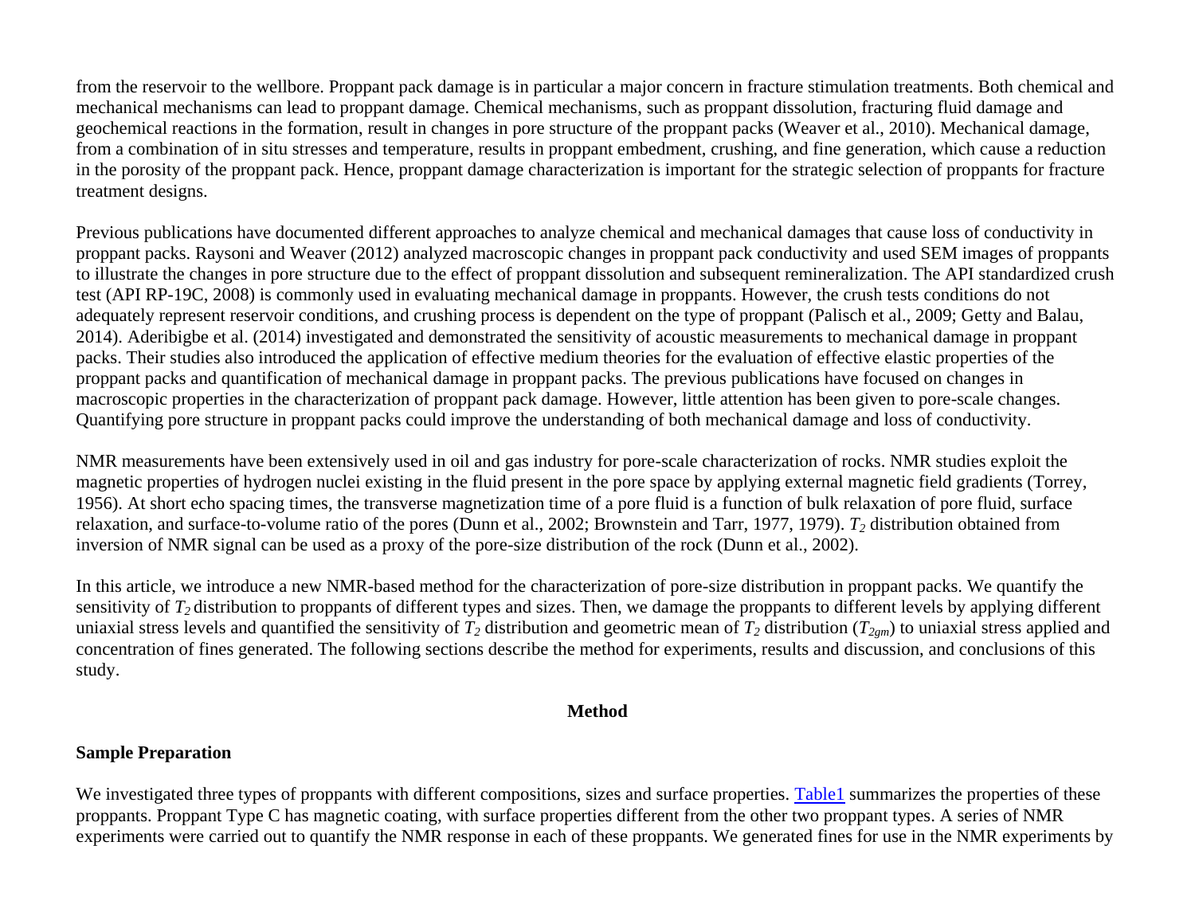from the reservoir to the wellbore. Proppant pack damage is in particular a major concern in fracture stimulation treatments. Both chemical and mechanical mechanisms can lead to proppant damage. Chemical mechanisms, such as proppant dissolution, fracturing fluid damage and geochemical reactions in the formation, result in changes in pore structure of the proppant packs (Weaver et al., 2010). Mechanical damage, from a combination of in situ stresses and temperature, results in proppant embedment, crushing, and fine generation, which cause a reduction in the porosity of the proppant pack. Hence, proppant damage characterization is important for the strategic selection of proppants for fracture treatment designs.

Previous publications have documented different approaches to analyze chemical and mechanical damages that cause loss of conductivity in proppant packs. Raysoni and Weaver (2012) analyzed macroscopic changes in proppant pack conductivity and used SEM images of proppants to illustrate the changes in pore structure due to the effect of proppant dissolution and subsequent remineralization. The API standardized crush test (API RP-19C, 2008) is commonly used in evaluating mechanical damage in proppants. However, the crush tests conditions do not adequately represent reservoir conditions, and crushing process is dependent on the type of proppant (Palisch et al., 2009; Getty and Balau, 2014). Aderibigbe et al. (2014) investigated and demonstrated the sensitivity of acoustic measurements to mechanical damage in proppant packs. Their studies also introduced the application of effective medium theories for the evaluation of effective elastic properties of the proppant packs and quantification of mechanical damage in proppant packs. The previous publications have focused on changes in macroscopic properties in the characterization of proppant pack damage. However, little attention has been given to pore-scale changes. Quantifying pore structure in proppant packs could improve the understanding of both mechanical damage and loss of conductivity.

NMR measurements have been extensively used in oil and gas industry for pore-scale characterization of rocks. NMR studies exploit the magnetic properties of hydrogen nuclei existing in the fluid present in the pore space by applying external magnetic field gradients (Torrey, 1956). At short echo spacing times, the transverse magnetization time of a pore fluid is a function of bulk relaxation of pore fluid, surface relaxation, and surface-to-volume ratio of the pores (Dunn et al., 2002; Brownstein and Tarr, 1977, 1979). $T_2$ distribution obtained from inversion of NMR signal can be used as a proxy of the pore-size distribution of the rock (Dunn et al., 2002).

In this article, we introduce a new NMR-based method for the characterization of pore-size distribution in proppant packs. We quantify the sensitivity of $T_2$ distribution to proppants of different types and sizes. Then, we damage the proppants to different levels by applying different uniaxial stress levels and quantified the sensitivity of $T_2$ distribution and geometric mean of $T_2$ distribution ($T_{2gm}$) to uniaxial stress applied and concentration of fines generated. The following sections describe the method for experiments, results and discussion, and conclusions of this study.

# Method

## Sample Preparation

We investigated three types of proppants with different compositions, sizes and surface properties. Table1 summarizes the properties of these proppants. Proppant Type C has magnetic coating, with surface properties different from the other two proppant types. A series of NMR experiments were carried out to quantify the NMR response in each of these proppants. We generated fines for use in the NMR experiments by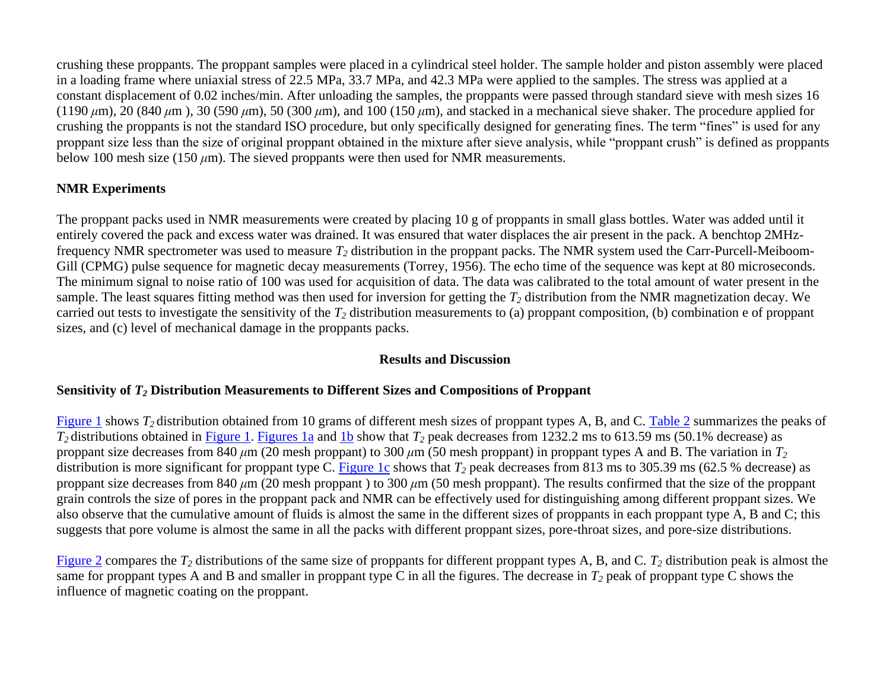crushing these proppants. The proppant samples were placed in a cylindrical steel holder. The sample holder and piston assembly were placed in a loading frame where uniaxial stress of 22.5 MPa, 33.7 MPa, and 42.3 MPa were applied to the samples. The stress was applied at a constant displacement of 0.02 inches/min. After unloading the samples, the proppants were passed through standard sieve with mesh sizes 16 (1190 $\mu$m), 20 (840 $\mu$m ), 30 (590 $\mu$m), 50 (300 $\mu$m), and 100 (150 $\mu$m), and stacked in a mechanical sieve shaker. The procedure applied for crushing the proppants is not the standard ISO procedure, but only specifically designed for generating fines. The term "fines" is used for any proppant size less than the size of original proppant obtained in the mixture after sieve analysis, while "proppant crush" is defined as proppants below 100 mesh size (150 $\mu$m). The sieved proppants were then used for NMR measurements.

## NMR Experiments

The proppant packs used in NMR measurements were created by placing 10 g of proppants in small glass bottles. Water was added until it entirely covered the pack and excess water was drained. It was ensured that water displaces the air present in the pack. A benchtop 2MHz-frequency NMR spectrometer was used to measure $T_2$ distribution in the proppant packs. The NMR system used the Carr-Purcell-Meiboom-Gill (CPMG) pulse sequence for magnetic decay measurements (Torrey, 1956). The echo time of the sequence was kept at 80 microseconds. The minimum signal to noise ratio of 100 was used for acquisition of data. The data was calibrated to the total amount of water present in the sample. The least squares fitting method was then used for inversion for getting the $T_2$ distribution from the NMR magnetization decay. We carried out tests to investigate the sensitivity of the $T_2$ distribution measurements to (a) proppant composition, (b) combination e of proppant sizes, and (c) level of mechanical damage in the proppants packs.

## Results and Discussion

### Sensitivity of $T_2$ Distribution Measurements to Different Sizes and Compositions of Proppant

Figure 1 shows $T_2$ distribution obtained from 10 grams of different mesh sizes of proppant types A, B, and C. Table 2 summarizes the peaks of $T_2$ distributions obtained in Figure 1. Figures 1a and 1b show that $T_2$ peak decreases from 1232.2 ms to 613.59 ms (50.1% decrease) as proppant size decreases from 840 $\mu$m (20 mesh proppant) to 300 $\mu$m (50 mesh proppant) in proppant types A and B. The variation in $T_2$ distribution is more significant for proppant type C. Figure 1c shows that $T_2$ peak decreases from 813 ms to 305.39 ms (62.5 % decrease) as proppant size decreases from 840 $\mu$m (20 mesh proppant ) to 300 $\mu$m (50 mesh proppant). The results confirmed that the size of the proppant grain controls the size of pores in the proppant pack and NMR can be effectively used for distinguishing among different proppant sizes. We also observe that the cumulative amount of fluids is almost the same in the different sizes of proppants in each proppant type A, B and C; this suggests that pore volume is almost the same in all the packs with different proppant sizes, pore-throat sizes, and pore-size distributions.

Figure 2 compares the $T_2$ distributions of the same size of proppants for different proppant types A, B, and C. $T_2$ distribution peak is almost the same for proppant types A and B and smaller in proppant type C in all the figures. The decrease in $T_2$ peak of proppant type C shows the influence of magnetic coating on the proppant.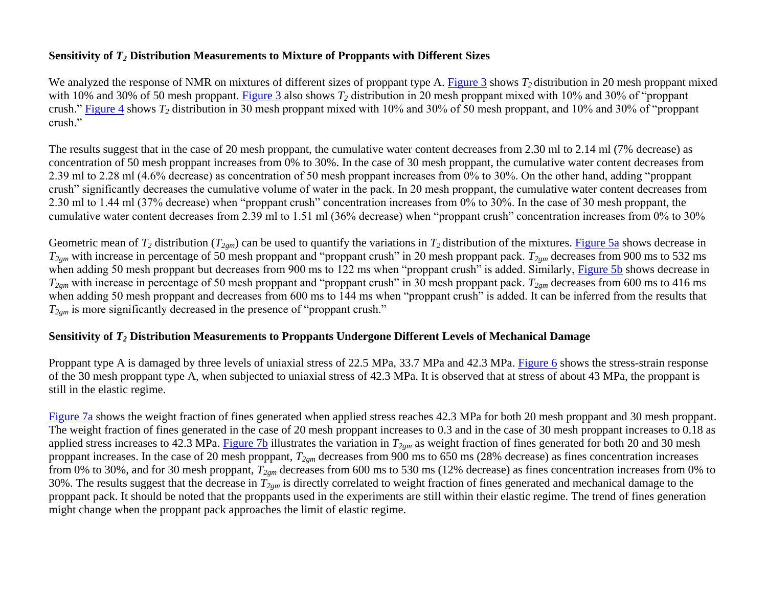## Sensitivity of $T_2$ Distribution Measurements to Mixture of Proppants with Different Sizes

We analyzed the response of NMR on mixtures of different sizes of proppant type A. Figure 3 shows $T_2$ distribution in 20 mesh proppant mixed with 10% and 30% of 50 mesh proppant. Figure 3 also shows $T_2$ distribution in 20 mesh proppant mixed with 10% and 30% of "proppant crush." Figure 4 shows $T_2$ distribution in 30 mesh proppant mixed with 10% and 30% of 50 mesh proppant, and 10% and 30% of "proppant crush."

The results suggest that in the case of 20 mesh proppant, the cumulative water content decreases from 2.30 ml to 2.14 ml (7% decrease) as concentration of 50 mesh proppant increases from 0% to 30%. In the case of 30 mesh proppant, the cumulative water content decreases from 2.39 ml to 2.28 ml (4.6% decrease) as concentration of 50 mesh proppant increases from 0% to 30%. On the other hand, adding "proppant crush" significantly decreases the cumulative volume of water in the pack. In 20 mesh proppant, the cumulative water content decreases from 2.30 ml to 1.44 ml (37% decrease) when "proppant crush" concentration increases from 0% to 30%. In the case of 30 mesh proppant, the cumulative water content decreases from 2.39 ml to 1.51 ml (36% decrease) when "proppant crush" concentration increases from 0% to 30%

Geometric mean of $T_2$ distribution ($T_{2gm}$) can be used to quantify the variations in $T_2$ distribution of the mixtures. Figure 5a shows decrease in $T_{2gm}$ with increase in percentage of 50 mesh proppant and "proppant crush" in 20 mesh proppant pack. $T_{2gm}$ decreases from 900 ms to 532 ms when adding 50 mesh proppant but decreases from 900 ms to 122 ms when "proppant crush" is added. Similarly, Figure 5b shows decrease in $T_{2gm}$ with increase in percentage of 50 mesh proppant and "proppant crush" in 30 mesh proppant pack. $T_{2gm}$ decreases from 600 ms to 416 ms when adding 50 mesh proppant and decreases from 600 ms to 144 ms when "proppant crush" is added. It can be inferred from the results that $T_{2gm}$ is more significantly decreased in the presence of "proppant crush."

## Sensitivity of $T_2$ Distribution Measurements to Proppants Undergone Different Levels of Mechanical Damage

Proppant type A is damaged by three levels of uniaxial stress of 22.5 MPa, 33.7 MPa and 42.3 MPa. Figure 6 shows the stress-strain response of the 30 mesh proppant type A, when subjected to uniaxial stress of 42.3 MPa. It is observed that at stress of about 43 MPa, the proppant is still in the elastic regime.

Figure 7a shows the weight fraction of fines generated when applied stress reaches 42.3 MPa for both 20 mesh proppant and 30 mesh proppant. The weight fraction of fines generated in the case of 20 mesh proppant increases to 0.3 and in the case of 30 mesh proppant increases to 0.18 as applied stress increases to 42.3 MPa. Figure 7b illustrates the variation in $T_{2gm}$ as weight fraction of fines generated for both 20 and 30 mesh proppant increases. In the case of 20 mesh proppant, $T_{2gm}$ decreases from 900 ms to 650 ms (28% decrease) as fines concentration increases from 0% to 30%, and for 30 mesh proppant, $T_{2gm}$ decreases from 600 ms to 530 ms (12% decrease) as fines concentration increases from 0% to 30%. The results suggest that the decrease in $T_{2gm}$ is directly correlated to weight fraction of fines generated and mechanical damage to the proppant pack. It should be noted that the proppants used in the experiments are still within their elastic regime. The trend of fines generation might change when the proppant pack approaches the limit of elastic regime.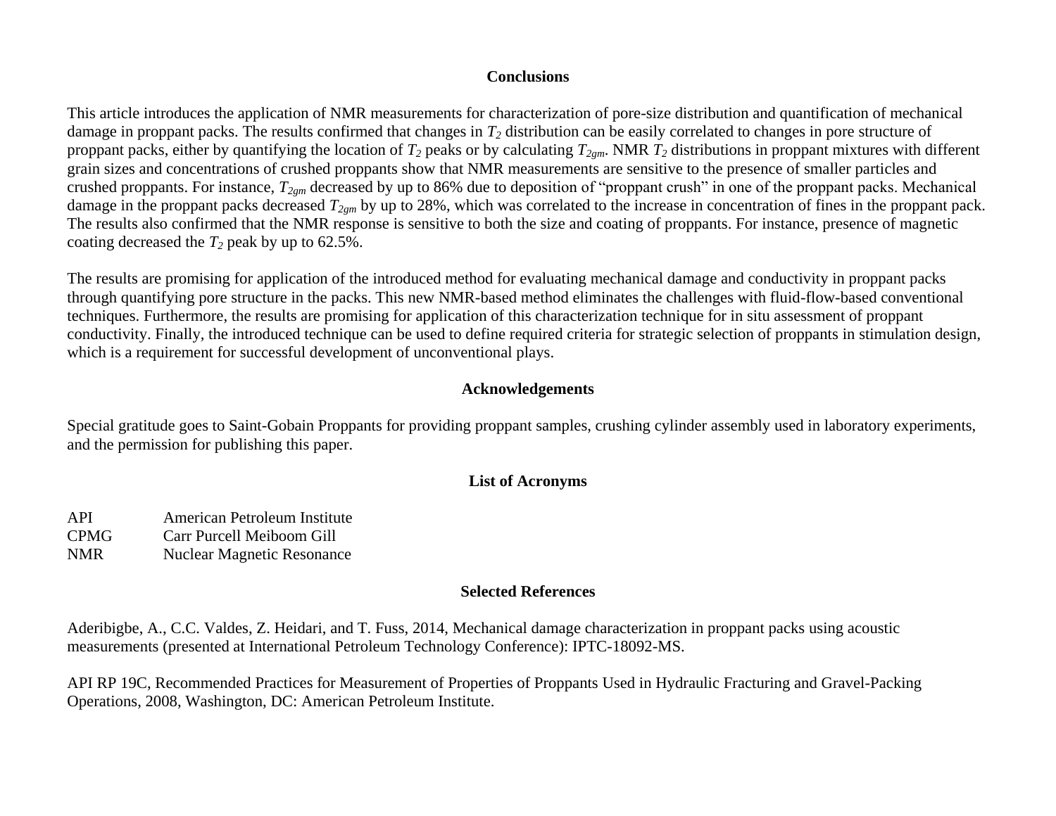## Conclusions

This article introduces the application of NMR measurements for characterization of pore-size distribution and quantification of mechanical damage in proppant packs. The results confirmed that changes in $T_2$ distribution can be easily correlated to changes in pore structure of proppant packs, either by quantifying the location of $T_2$ peaks or by calculating $T_{2gm}$. NMR $T_2$ distributions in proppant mixtures with different grain sizes and concentrations of crushed proppants show that NMR measurements are sensitive to the presence of smaller particles and crushed proppants. For instance, $T_{2gm}$ decreased by up to 86% due to deposition of "proppant crush" in one of the proppant packs. Mechanical damage in the proppant packs decreased $T_{2gm}$ by up to 28%, which was correlated to the increase in concentration of fines in the proppant pack. The results also confirmed that the NMR response is sensitive to both the size and coating of proppants. For instance, presence of magnetic coating decreased the $T_2$ peak by up to 62.5%.

The results are promising for application of the introduced method for evaluating mechanical damage and conductivity in proppant packs through quantifying pore structure in the packs. This new NMR-based method eliminates the challenges with fluid-flow-based conventional techniques. Furthermore, the results are promising for application of this characterization technique for in situ assessment of proppant conductivity. Finally, the introduced technique can be used to define required criteria for strategic selection of proppants in stimulation design, which is a requirement for successful development of unconventional plays.

## Acknowledgements

Special gratitude goes to Saint-Gobain Proppants for providing proppant samples, crushing cylinder assembly used in laboratory experiments, and the permission for publishing this paper.

## List of Acronyms

| | |
|---|---|
| API | American Petroleum Institute |
| CPMG | Carr Purcell Meiboom Gill |
| NMR | Nuclear Magnetic Resonance |

## Selected References

Aderibigbe, A., C.C. Valdes, Z. Heidari, and T. Fuss, 2014, Mechanical damage characterization in proppant packs using acoustic measurements (presented at International Petroleum Technology Conference): IPTC-18092-MS.

API RP 19C, Recommended Practices for Measurement of Properties of Proppants Used in Hydraulic Fracturing and Gravel-Packing Operations, 2008, Washington, DC: American Petroleum Institute.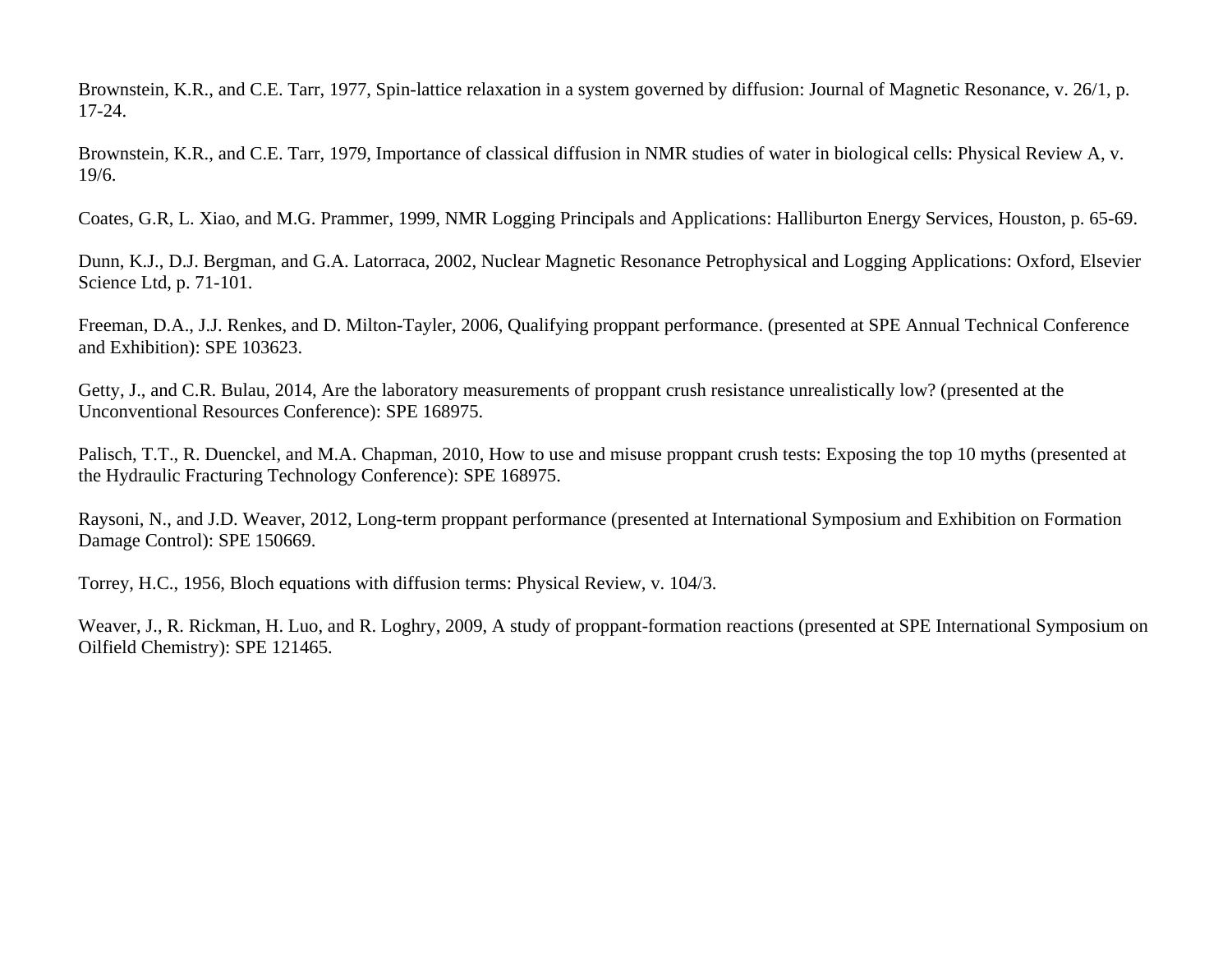Brownstein, K.R., and C.E. Tarr, 1977, Spin-lattice relaxation in a system governed by diffusion: Journal of Magnetic Resonance, v. 26/1, p. 17-24.

Brownstein, K.R., and C.E. Tarr, 1979, Importance of classical diffusion in NMR studies of water in biological cells: Physical Review A, v. 19/6.

Coates, G.R, L. Xiao, and M.G. Prammer, 1999, NMR Logging Principals and Applications: Halliburton Energy Services, Houston, p. 65-69.

Dunn, K.J., D.J. Bergman, and G.A. Latorraca, 2002, Nuclear Magnetic Resonance Petrophysical and Logging Applications: Oxford, Elsevier Science Ltd, p. 71-101.

Freeman, D.A., J.J. Renkes, and D. Milton-Tayler, 2006, Qualifying proppant performance. (presented at SPE Annual Technical Conference and Exhibition): SPE 103623.

Getty, J., and C.R. Bulau, 2014, Are the laboratory measurements of proppant crush resistance unrealistically low? (presented at the Unconventional Resources Conference): SPE 168975.

Palisch, T.T., R. Duenckel, and M.A. Chapman, 2010, How to use and misuse proppant crush tests: Exposing the top 10 myths (presented at the Hydraulic Fracturing Technology Conference): SPE 168975.

Raysoni, N., and J.D. Weaver, 2012, Long-term proppant performance (presented at International Symposium and Exhibition on Formation Damage Control): SPE 150669.

Torrey, H.C., 1956, Bloch equations with diffusion terms: Physical Review, v. 104/3.

Weaver, J., R. Rickman, H. Luo, and R. Loghry, 2009, A study of proppant-formation reactions (presented at SPE International Symposium on Oilfield Chemistry): SPE 121465.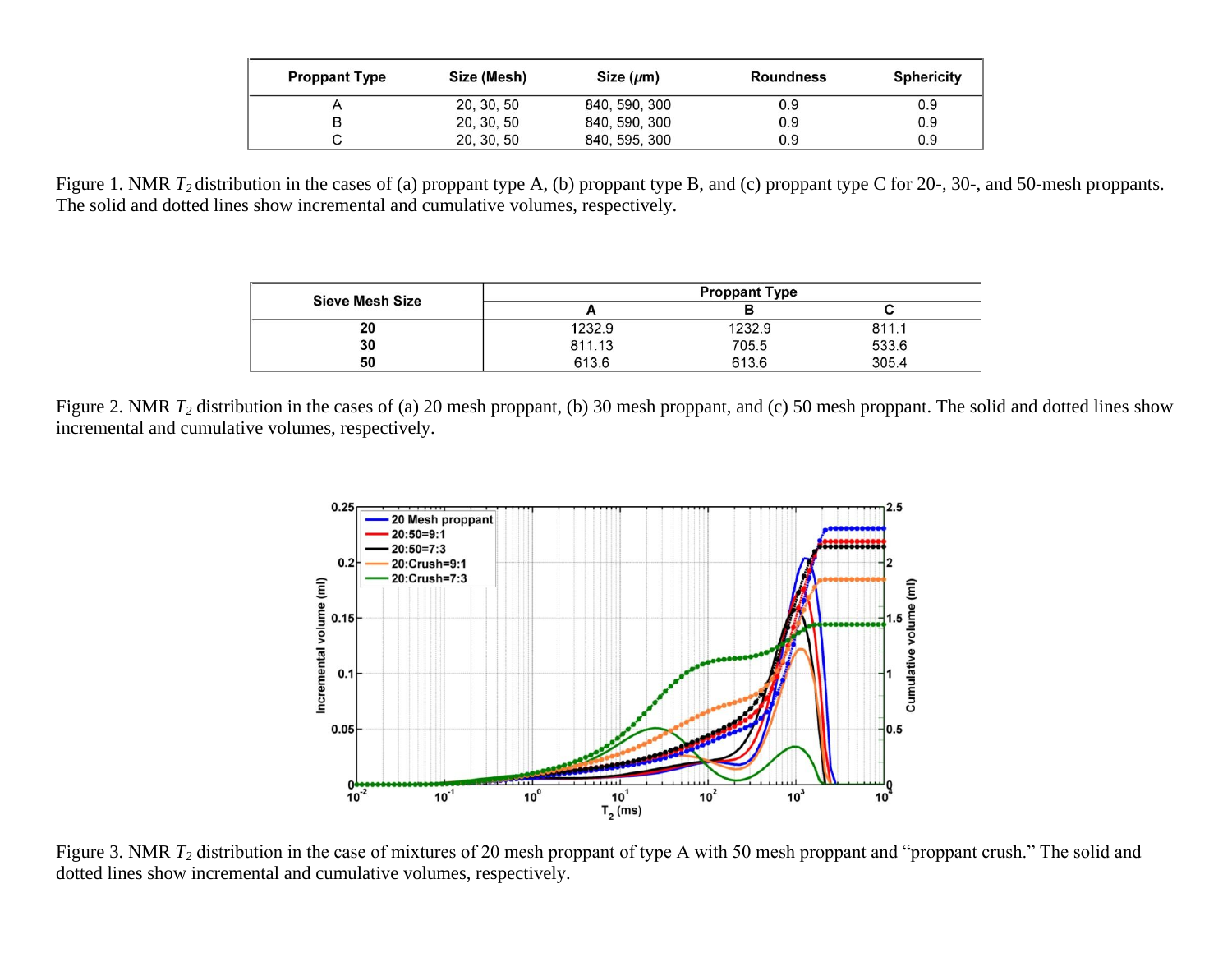| Proppant Type | Size (Mesh) | Size ($\mu$m) | Roundness | Sphericity |
|---|---|---|---|---|
| A | 20, 30, 50 | 840, 590, 300 | 0.9 | 0.9 |
| B | 20, 30, 50 | 840, 590, 300 | 0.9 | 0.9 |
| C | 20, 30, 50 | 840, 595, 300 | 0.9 | 0.9 |

Figure 1. NMR $T_2$ distribution in the cases of (a) proppant type A, (b) proppant type B, and (c) proppant type C for 20-, 30-, and 50-mesh proppants. The solid and dotted lines show incremental and cumulative volumes, respectively.

| Sieve Mesh Size | Proppant Type | | |
|---|---|---|---|
| | A | B | C |
| **20** | 1232.9 | 1232.9 | 811.1 |
| **30** | 811.13 | 705.5 | 533.6 |
| **50** | 613.6 | 613.6 | 305.4 |

Figure 2. NMR $T_2$ distribution in the cases of (a) 20 mesh proppant, (b) 30 mesh proppant, and (c) 50 mesh proppant. The solid and dotted lines show incremental and cumulative volumes, respectively.

Figure 3. NMR $T_2$ distribution in the case of mixtures of 20 mesh proppant of type A with 50 mesh proppant and "proppant crush." The solid and dotted lines show incremental and cumulative volumes, respectively.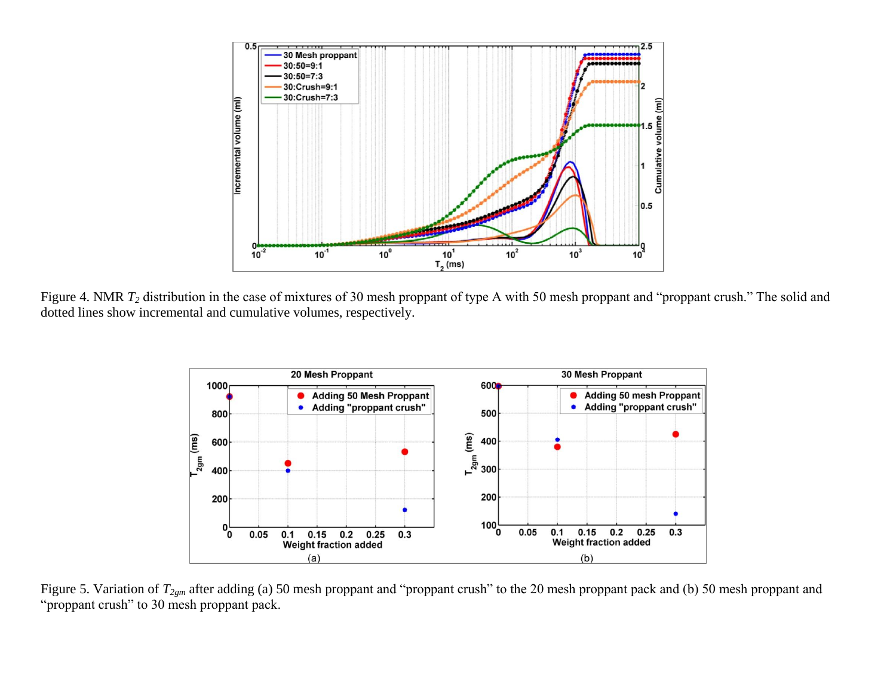Figure 4. NMR $T_2$ distribution in the case of mixtures of 30 mesh proppant of type A with 50 mesh proppant and "proppant crush." The solid and dotted lines show incremental and cumulative volumes, respectively.

Figure 5. Variation of $T_{2gm}$ after adding (a) 50 mesh proppant and "proppant crush" to the 20 mesh proppant pack and (b) 50 mesh proppant and "proppant crush" to 30 mesh proppant pack.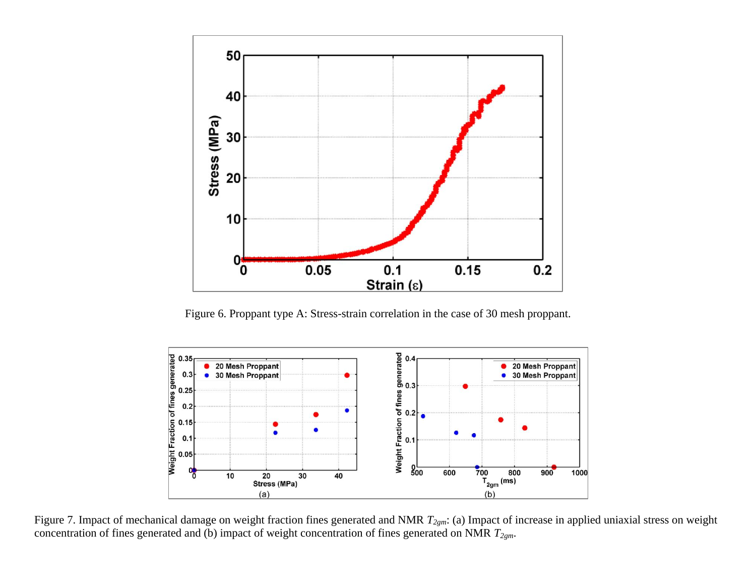Figure 6. Proppant type A: Stress-strain correlation in the case of 30 mesh proppant.

Figure 7. Impact of mechanical damage on weight fraction fines generated and NMR $T_{2gm}$: (a) Impact of increase in applied uniaxial stress on weight concentration of fines generated and (b) impact of weight concentration of fines generated on NMR $T_{2gm}$.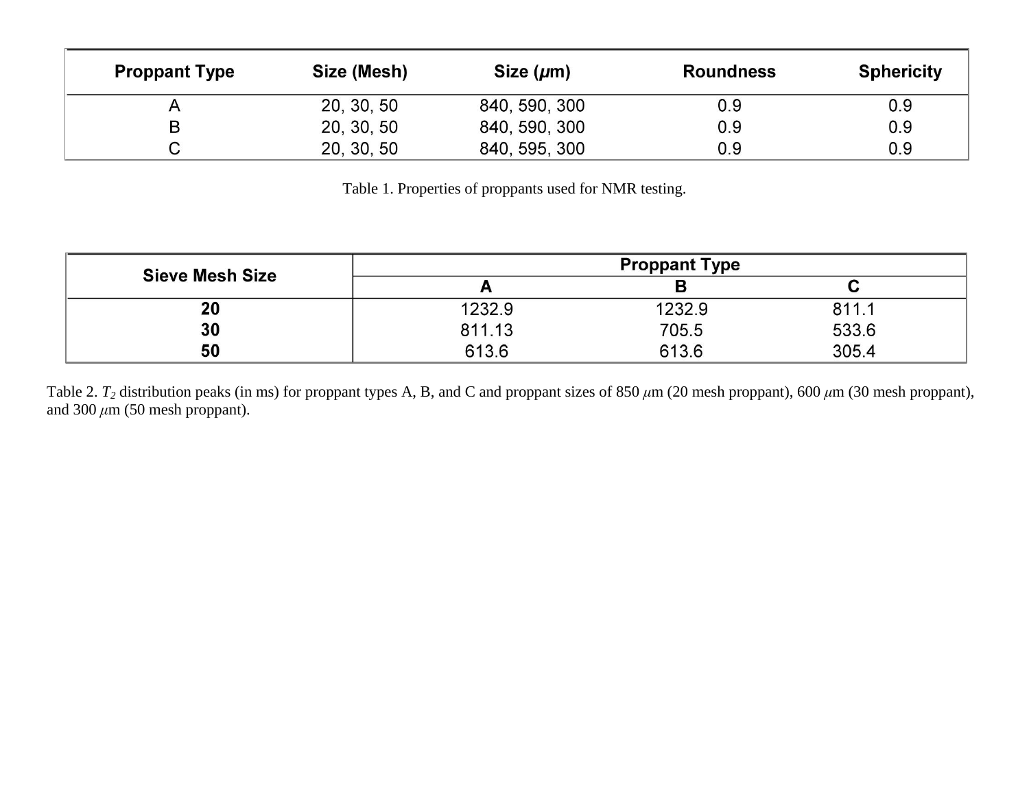| Proppant Type | Size (Mesh) | Size ($\mu$m) | Roundness | Sphericity |
|---|---|---|---|---|
| A | 20, 30, 50 | 840, 590, 300 | 0.9 | 0.9 |
| B | 20, 30, 50 | 840, 590, 300 | 0.9 | 0.9 |
| C | 20, 30, 50 | 840, 595, 300 | 0.9 | 0.9 |

Table 1. Properties of proppants used for NMR testing.

| Sieve Mesh Size | Proppant Type | | |
|---|---|---|---|
| | A | B | C |
| **20** | 1232.9 | 1232.9 | 811.1 |
| **30** | 811.13 | 705.5 | 533.6 |
| **50** | 613.6 | 613.6 | 305.4 |

Table 2. $T_2$ distribution peaks (in ms) for proppant types A, B, and C and proppant sizes of 850 $\mu$m (20 mesh proppant), 600 $\mu$m (30 mesh proppant), and 300 $\mu$m (50 mesh proppant).